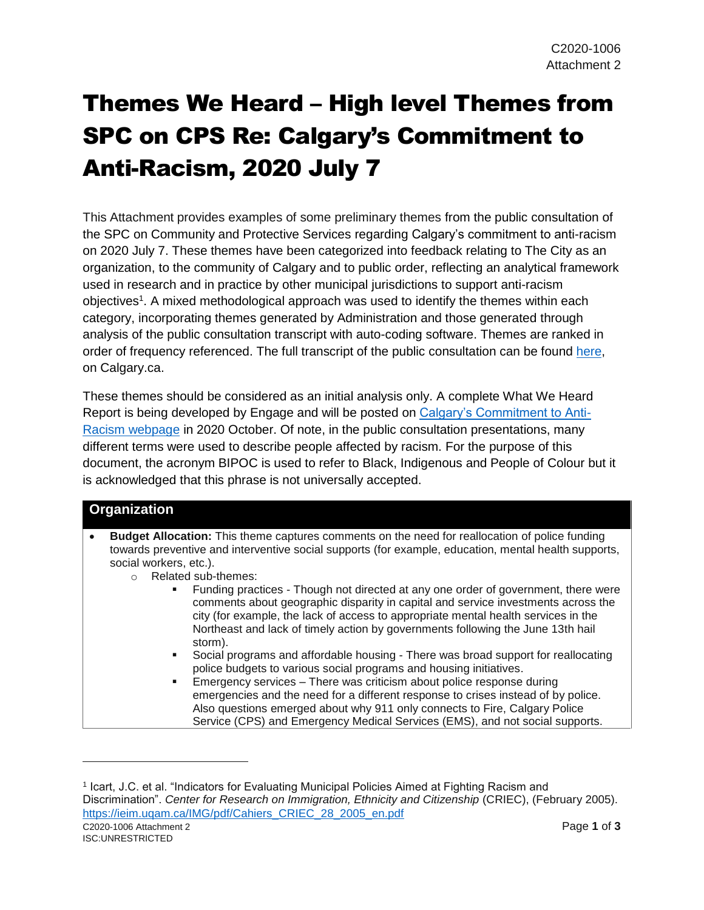C2020-1006
Attachment 2

# Themes We Heard – High level Themes from SPC on CPS Re: Calgary's Commitment to Anti-Racism, 2020 July 7

This Attachment provides examples of some preliminary themes from the public consultation of the SPC on Community and Protective Services regarding Calgary's commitment to anti-racism on 2020 July 7. These themes have been categorized into feedback relating to The City as an organization, to the community of Calgary and to public order, reflecting an analytical framework used in research and in practice by other municipal jurisdictions to support anti-racism objectives[1]. A mixed methodological approach was used to identify the themes within each category, incorporating themes generated by Administration and those generated through analysis of the public consultation transcript with auto-coding software. Themes are ranked in order of frequency referenced. The full transcript of the public consultation can be found here, on Calgary.ca.

These themes should be considered as an initial analysis only. A complete What We Heard Report is being developed by Engage and will be posted on Calgary's Commitment to Anti-Racism webpage in 2020 October. Of note, in the public consultation presentations, many different terms were used to describe people affected by racism. For the purpose of this document, the acronym BIPOC is used to refer to Black, Indigenous and People of Colour but it is acknowledged that this phrase is not universally accepted.

## Organization

- **Budget Allocation:** This theme captures comments on the need for reallocation of police funding towards preventive and interventive social supports (for example, education, mental health supports, social workers, etc.).
  - Related sub-themes:
    - Funding practices - Though not directed at any one order of government, there were comments about geographic disparity in capital and service investments across the city (for example, the lack of access to appropriate mental health services in the Northeast and lack of timely action by governments following the June 13th hail storm).
    - Social programs and affordable housing - There was broad support for reallocating police budgets to various social programs and housing initiatives.
    - Emergency services – There was criticism about police response during emergencies and the need for a different response to crises instead of by police. Also questions emerged about why 911 only connects to Fire, Calgary Police Service (CPS) and Emergency Medical Services (EMS), and not social supports.

---

[1] Icart, J.C. et al. "Indicators for Evaluating Municipal Policies Aimed at Fighting Racism and Discrimination". *Center for Research on Immigration, Ethnicity and Citizenship* (CRIEC), (February 2005). https://ieim.uqam.ca/IMG/pdf/Cahiers_CRIEC_28_2005_en.pdf

ISC:UNRESTRICTED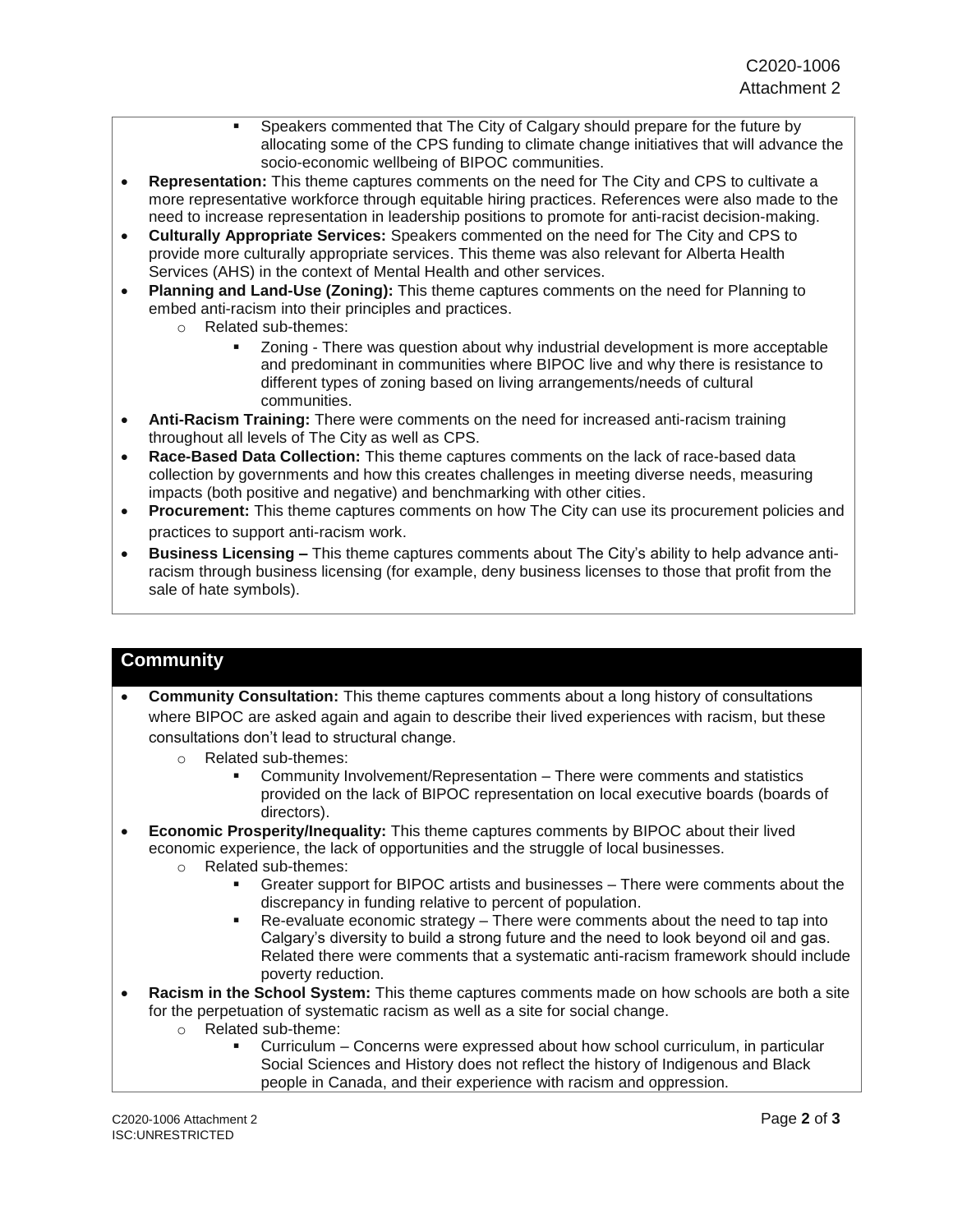- Speakers commented that The City of Calgary should prepare for the future by allocating some of the CPS funding to climate change initiatives that will advance the socio-economic wellbeing of BIPOC communities.

- **Representation:** This theme captures comments on the need for The City and CPS to cultivate a more representative workforce through equitable hiring practices. References were also made to the need to increase representation in leadership positions to promote for anti-racist decision-making.
- **Culturally Appropriate Services:** Speakers commented on the need for The City and CPS to provide more culturally appropriate services. This theme was also relevant for Alberta Health Services (AHS) in the context of Mental Health and other services.
- **Planning and Land-Use (Zoning):** This theme captures comments on the need for Planning to embed anti-racism into their principles and practices.
  - Related sub-themes:
    - Zoning - There was question about why industrial development is more acceptable and predominant in communities where BIPOC live and why there is resistance to different types of zoning based on living arrangements/needs of cultural communities.
- **Anti-Racism Training:** There were comments on the need for increased anti-racism training throughout all levels of The City as well as CPS.
- **Race-Based Data Collection:** This theme captures comments on the lack of race-based data collection by governments and how this creates challenges in meeting diverse needs, measuring impacts (both positive and negative) and benchmarking with other cities.
- **Procurement:** This theme captures comments on how The City can use its procurement policies and practices to support anti-racism work.
- **Business Licensing –** This theme captures comments about The City's ability to help advance anti-racism through business licensing (for example, deny business licenses to those that profit from the sale of hate symbols).

## Community

- **Community Consultation:** This theme captures comments about a long history of consultations where BIPOC are asked again and again to describe their lived experiences with racism, but these consultations don't lead to structural change.
  - Related sub-themes:
    - Community Involvement/Representation – There were comments and statistics provided on the lack of BIPOC representation on local executive boards (boards of directors).
- **Economic Prosperity/Inequality:** This theme captures comments by BIPOC about their lived economic experience, the lack of opportunities and the struggle of local businesses.
  - Related sub-themes:
    - Greater support for BIPOC artists and businesses – There were comments about the discrepancy in funding relative to percent of population.
    - Re-evaluate economic strategy – There were comments about the need to tap into Calgary's diversity to build a strong future and the need to look beyond oil and gas. Related there were comments that a systematic anti-racism framework should include poverty reduction.
- **Racism in the School System:** This theme captures comments made on how schools are both a site for the perpetuation of systematic racism as well as a site for social change.
  - Related sub-theme:
    - Curriculum – Concerns were expressed about how school curriculum, in particular Social Sciences and History does not reflect the history of Indigenous and Black people in Canada, and their experience with racism and oppression.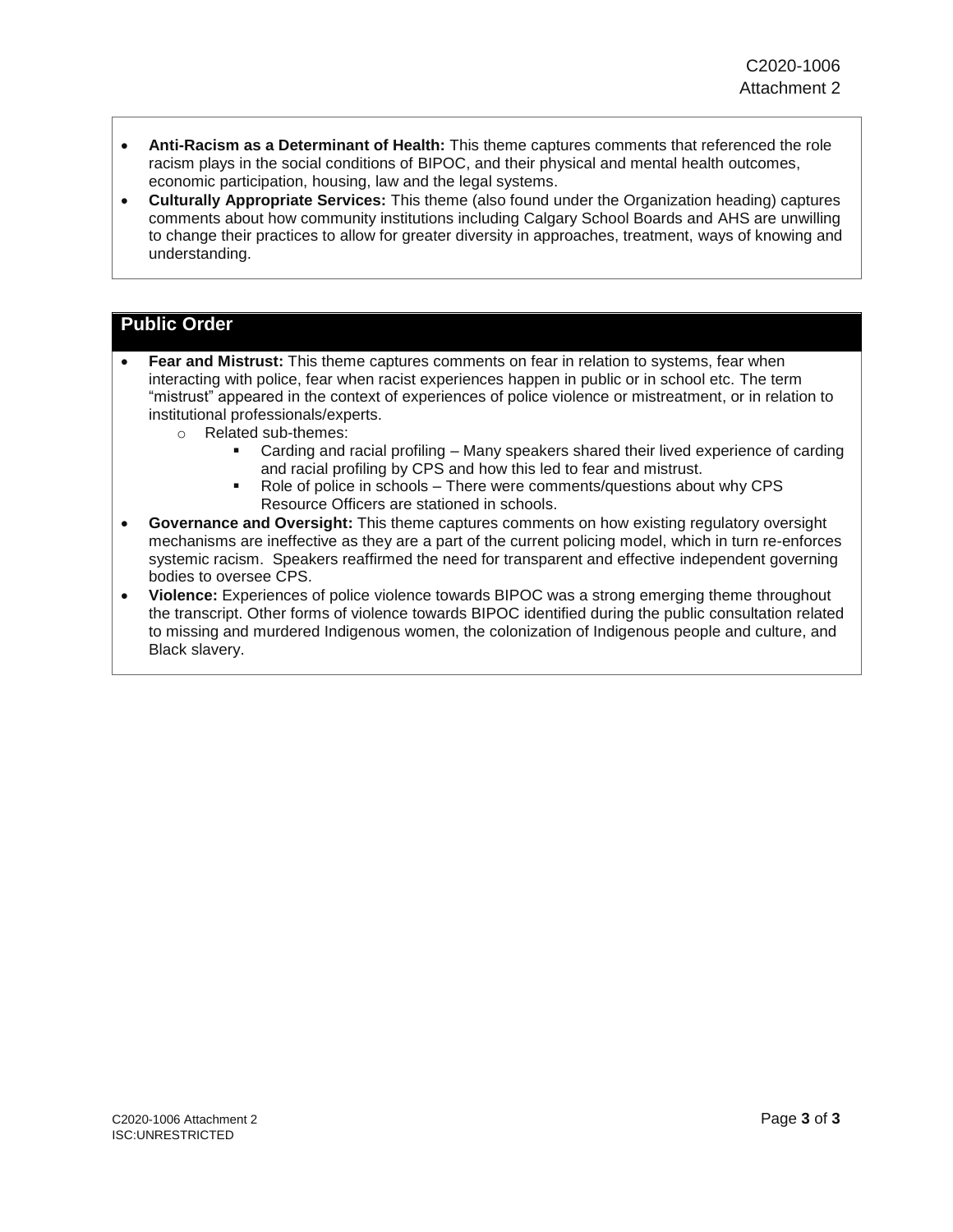- **Anti-Racism as a Determinant of Health:** This theme captures comments that referenced the role racism plays in the social conditions of BIPOC, and their physical and mental health outcomes, economic participation, housing, law and the legal systems.
- **Culturally Appropriate Services:** This theme (also found under the Organization heading) captures comments about how community institutions including Calgary School Boards and AHS are unwilling to change their practices to allow for greater diversity in approaches, treatment, ways of knowing and understanding.

## Public Order

- **Fear and Mistrust:** This theme captures comments on fear in relation to systems, fear when interacting with police, fear when racist experiences happen in public or in school etc. The term "mistrust" appeared in the context of experiences of police violence or mistreatment, or in relation to institutional professionals/experts.
  - Related sub-themes:
    - Carding and racial profiling – Many speakers shared their lived experience of carding and racial profiling by CPS and how this led to fear and mistrust.
    - Role of police in schools – There were comments/questions about why CPS Resource Officers are stationed in schools.
- **Governance and Oversight:** This theme captures comments on how existing regulatory oversight mechanisms are ineffective as they are a part of the current policing model, which in turn re-enforces systemic racism. Speakers reaffirmed the need for transparent and effective independent governing bodies to oversee CPS.
- **Violence:** Experiences of police violence towards BIPOC was a strong emerging theme throughout the transcript. Other forms of violence towards BIPOC identified during the public consultation related to missing and murdered Indigenous women, the colonization of Indigenous people and culture, and Black slavery.